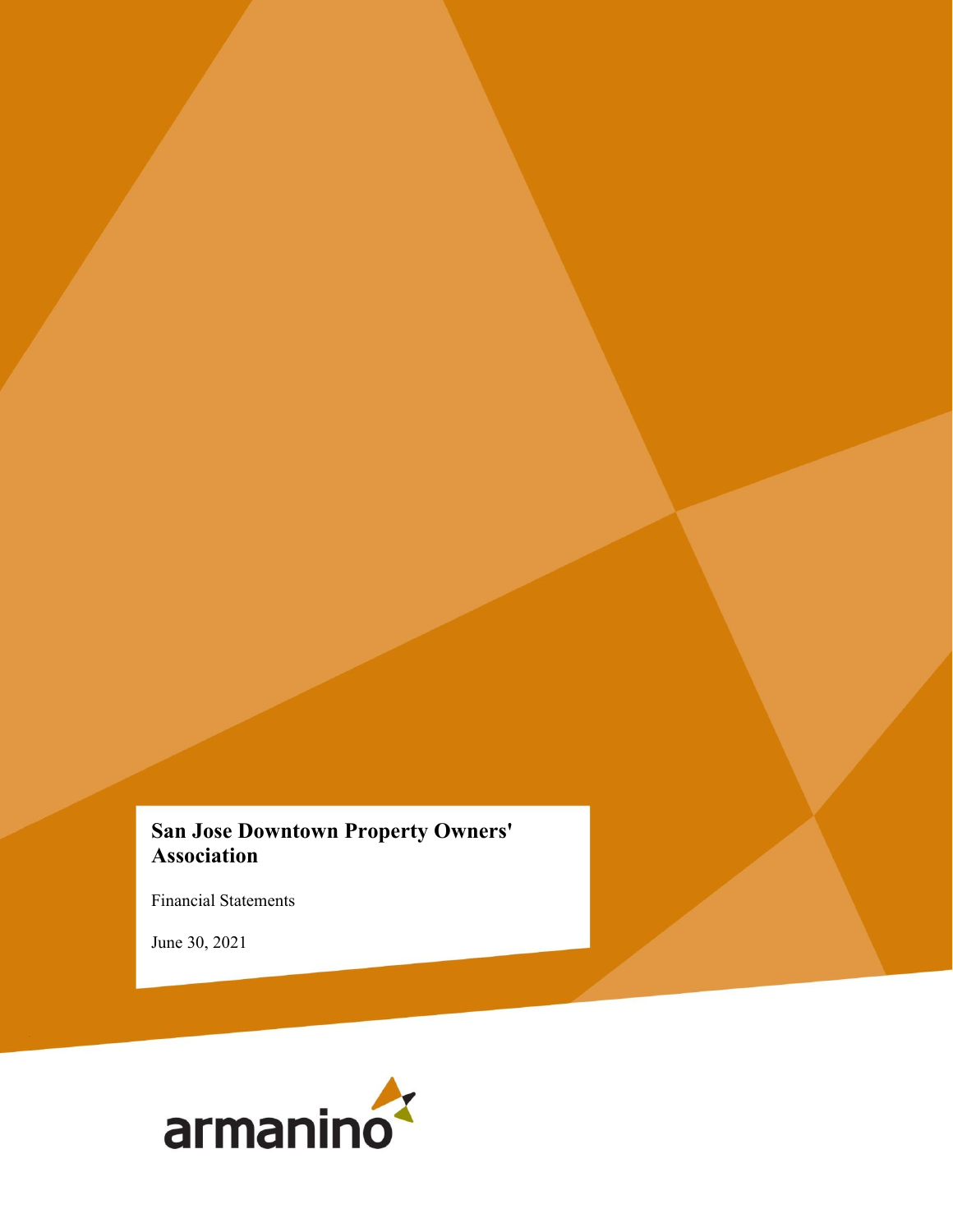# San Jose Downtown Property Owners' Association

Financial Statements

June 30, 2021

armanino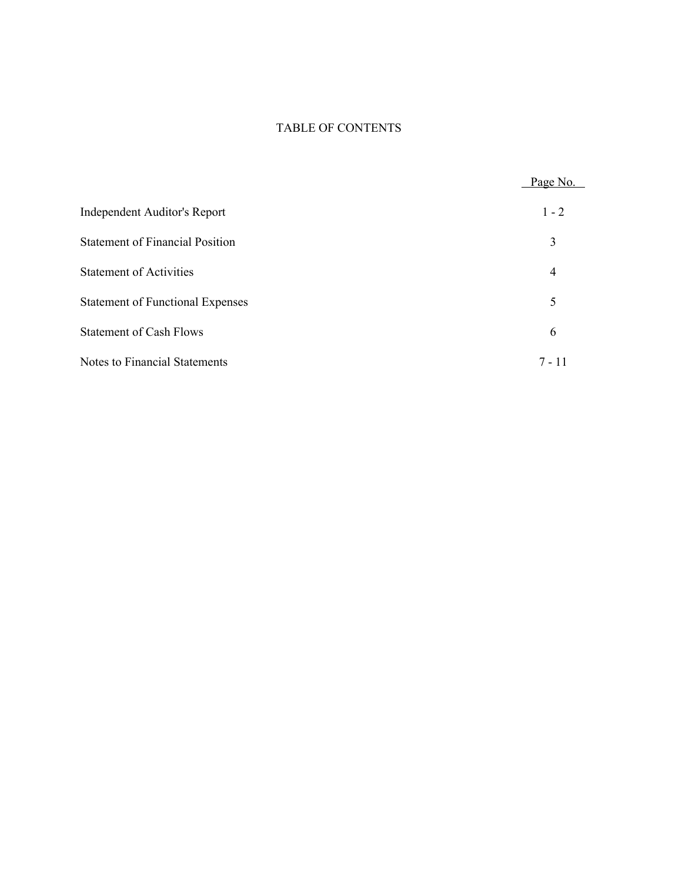# TABLE OF CONTENTS

| | Page No. |
|---|---|
| Independent Auditor's Report | 1 - 2 |
| Statement of Financial Position | 3 |
| Statement of Activities | 4 |
| Statement of Functional Expenses | 5 |
| Statement of Cash Flows | 6 |
| Notes to Financial Statements | 7 - 11 |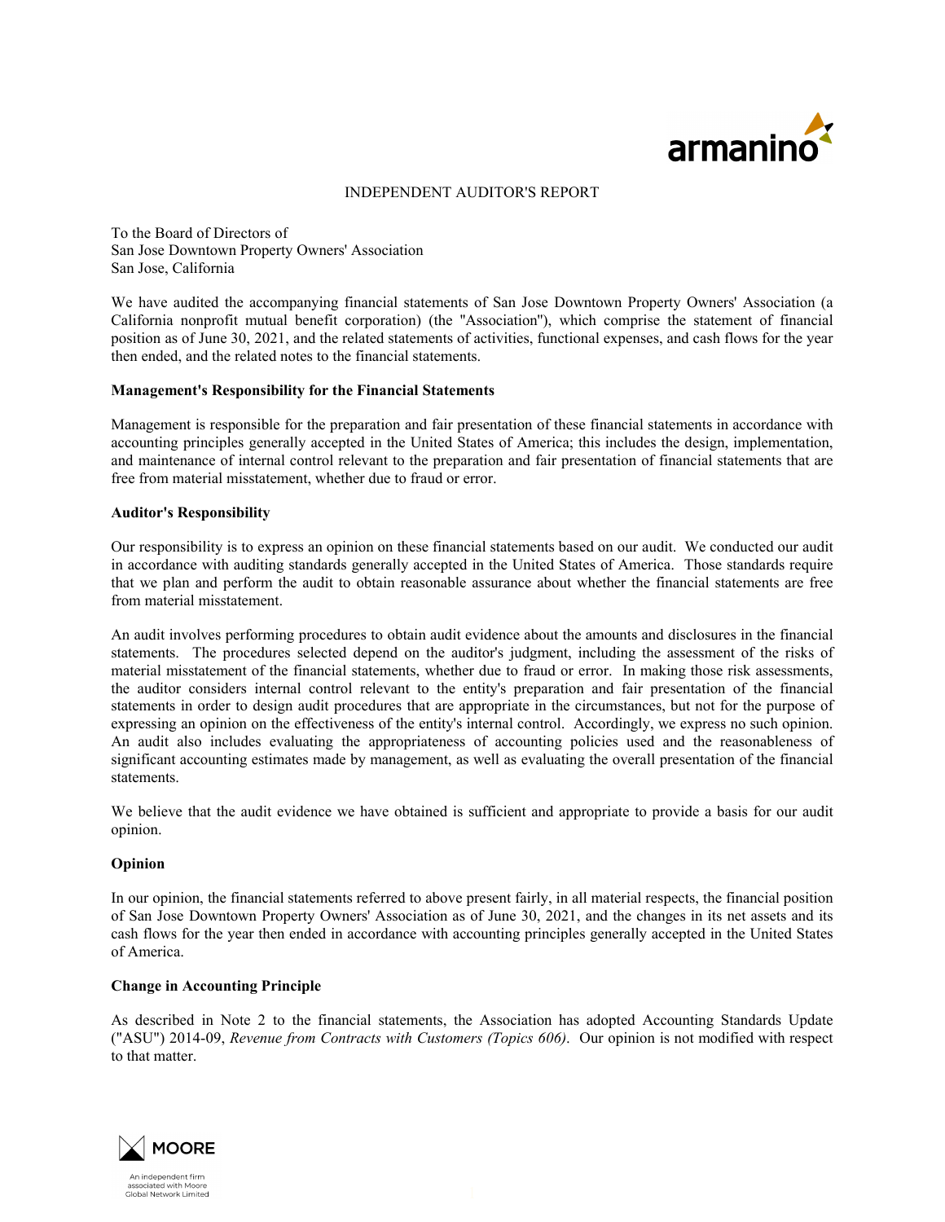armanino

INDEPENDENT AUDITOR'S REPORT

To the Board of Directors of
San Jose Downtown Property Owners' Association
San Jose, California

We have audited the accompanying financial statements of San Jose Downtown Property Owners' Association (a California nonprofit mutual benefit corporation) (the "Association"), which comprise the statement of financial position as of June 30, 2021, and the related statements of activities, functional expenses, and cash flows for the year then ended, and the related notes to the financial statements.

**Management's Responsibility for the Financial Statements**

Management is responsible for the preparation and fair presentation of these financial statements in accordance with accounting principles generally accepted in the United States of America; this includes the design, implementation, and maintenance of internal control relevant to the preparation and fair presentation of financial statements that are free from material misstatement, whether due to fraud or error.

**Auditor's Responsibility**

Our responsibility is to express an opinion on these financial statements based on our audit. We conducted our audit in accordance with auditing standards generally accepted in the United States of America. Those standards require that we plan and perform the audit to obtain reasonable assurance about whether the financial statements are free from material misstatement.

An audit involves performing procedures to obtain audit evidence about the amounts and disclosures in the financial statements. The procedures selected depend on the auditor's judgment, including the assessment of the risks of material misstatement of the financial statements, whether due to fraud or error. In making those risk assessments, the auditor considers internal control relevant to the entity's preparation and fair presentation of the financial statements in order to design audit procedures that are appropriate in the circumstances, but not for the purpose of expressing an opinion on the effectiveness of the entity's internal control. Accordingly, we express no such opinion. An audit also includes evaluating the appropriateness of accounting policies used and the reasonableness of significant accounting estimates made by management, as well as evaluating the overall presentation of the financial statements.

We believe that the audit evidence we have obtained is sufficient and appropriate to provide a basis for our audit opinion.

**Opinion**

In our opinion, the financial statements referred to above present fairly, in all material respects, the financial position of San Jose Downtown Property Owners' Association as of June 30, 2021, and the changes in its net assets and its cash flows for the year then ended in accordance with accounting principles generally accepted in the United States of America.

**Change in Accounting Principle**

As described in Note 2 to the financial statements, the Association has adopted Accounting Standards Update ("ASU") 2014-09, *Revenue from Contracts with Customers (Topics 606)*. Our opinion is not modified with respect to that matter.

MOORE

An independent firm associated with Moore Global Network Limited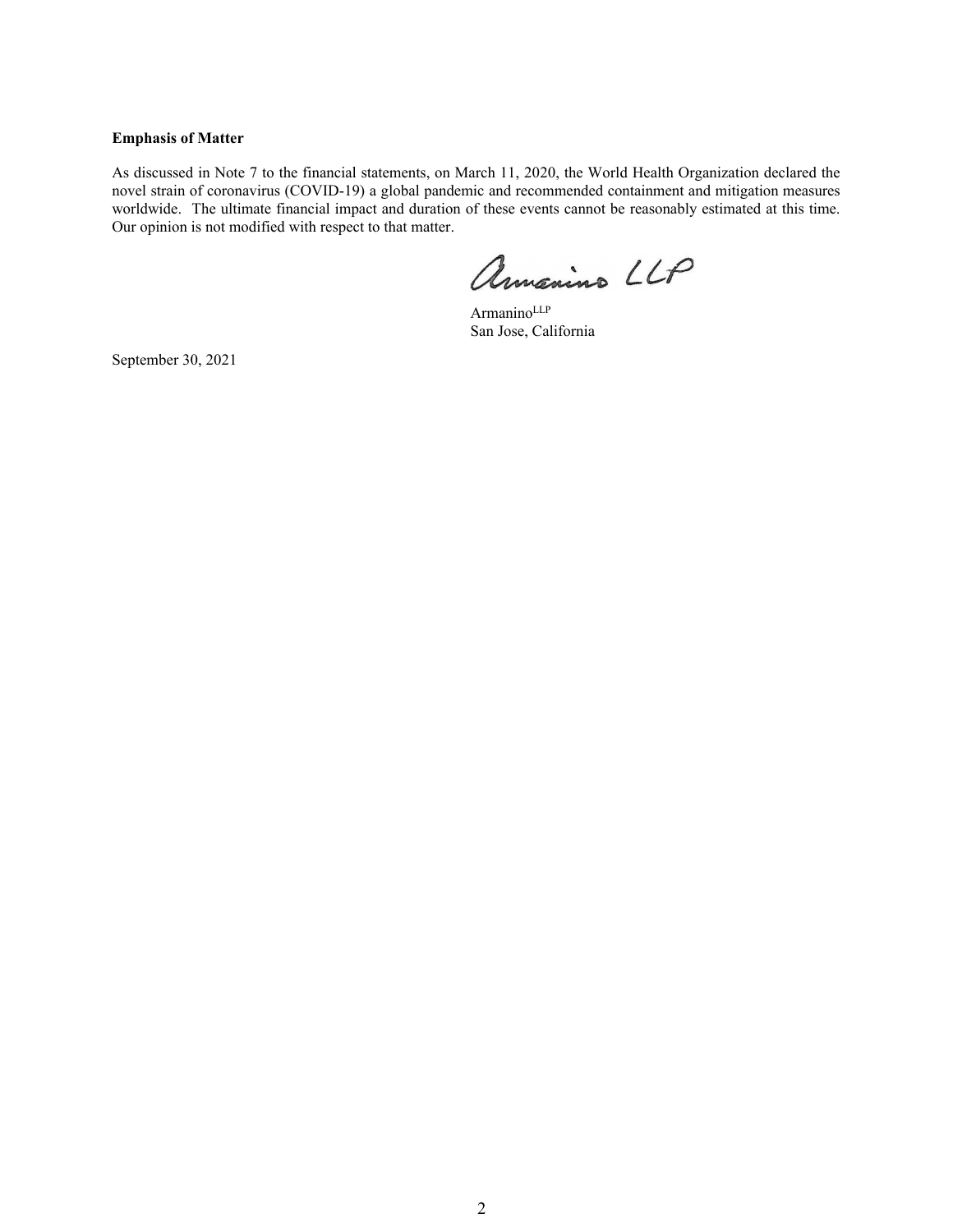**Emphasis of Matter**

As discussed in Note 7 to the financial statements, on March 11, 2020, the World Health Organization declared the novel strain of coronavirus (COVID-19) a global pandemic and recommended containment and mitigation measures worldwide. The ultimate financial impact and duration of these events cannot be reasonably estimated at this time. Our opinion is not modified with respect to that matter.

Armanino LLP

Armanino[LLP]
San Jose, California

September 30, 2021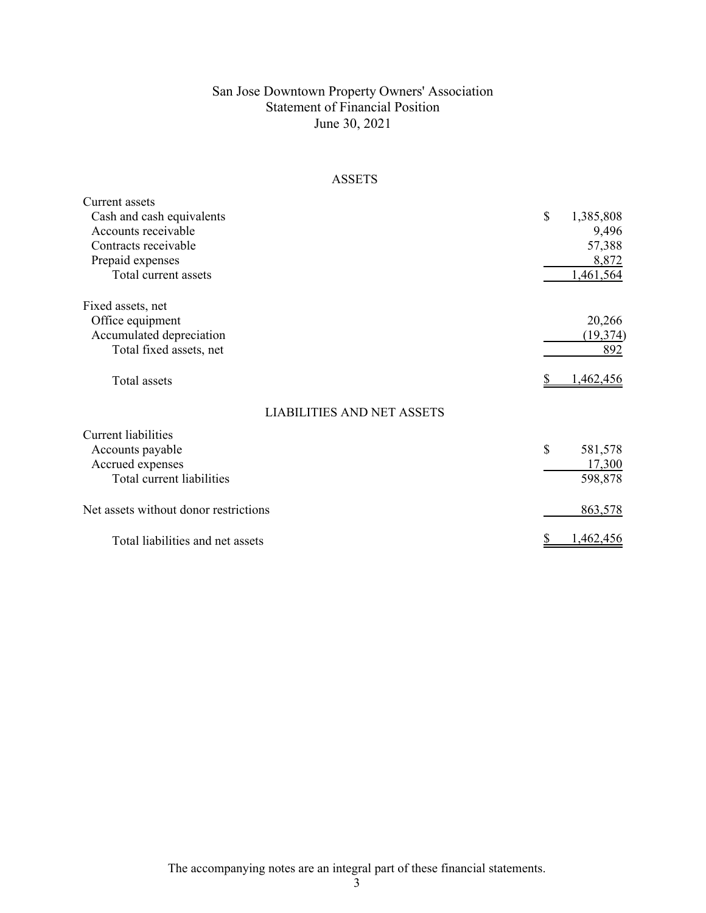# San Jose Downtown Property Owners' Association
## Statement of Financial Position
### June 30, 2021

**ASSETS**

| | |
|---|---|
| Current assets | |
| Cash and cash equivalents | $ 1,385,808 |
| Accounts receivable | 9,496 |
| Contracts receivable | 57,388 |
| Prepaid expenses | 8,872 |
| Total current assets | 1,461,564 |
| | |
| Fixed assets, net | |
| Office equipment | 20,266 |
| Accumulated depreciation | (19,374) |
| Total fixed assets, net | 892 |
| | |
| Total assets | $ 1,462,456 |

**LIABILITIES AND NET ASSETS**

| | |
|---|---|
| Current liabilities | |
| Accounts payable | $ 581,578 |
| Accrued expenses | 17,300 |
| Total current liabilities | 598,878 |
| | |
| Net assets without donor restrictions | 863,578 |
| | |
| Total liabilities and net assets | $ 1,462,456 |

The accompanying notes are an integral part of these financial statements.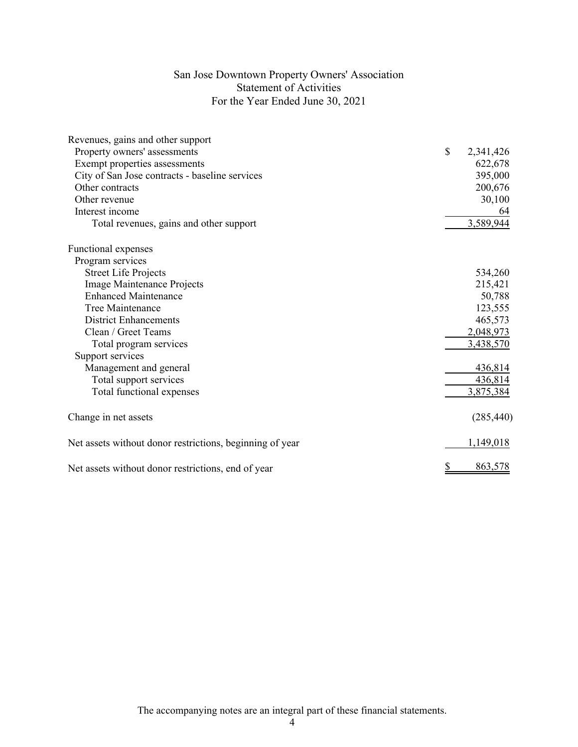# San Jose Downtown Property Owners' Association
## Statement of Activities
### For the Year Ended June 30, 2021

| | |
|---|---|
| Revenues, gains and other support | |
| Property owners' assessments | $ 2,341,426 |
| Exempt properties assessments | 622,678 |
| City of San Jose contracts - baseline services | 395,000 |
| Other contracts | 200,676 |
| Other revenue | 30,100 |
| Interest income | 64 |
| Total revenues, gains and other support | 3,589,944 |
| Functional expenses | |
| Program services | |
| Street Life Projects | 534,260 |
| Image Maintenance Projects | 215,421 |
| Enhanced Maintenance | 50,788 |
| Tree Maintenance | 123,555 |
| District Enhancements | 465,573 |
| Clean / Greet Teams | 2,048,973 |
| Total program services | 3,438,570 |
| Support services | |
| Management and general | 436,814 |
| Total support services | 436,814 |
| Total functional expenses | 3,875,384 |
| Change in net assets | (285,440) |
| Net assets without donor restrictions, beginning of year | 1,149,018 |
| Net assets without donor restrictions, end of year | $ 863,578 |

The accompanying notes are an integral part of these financial statements.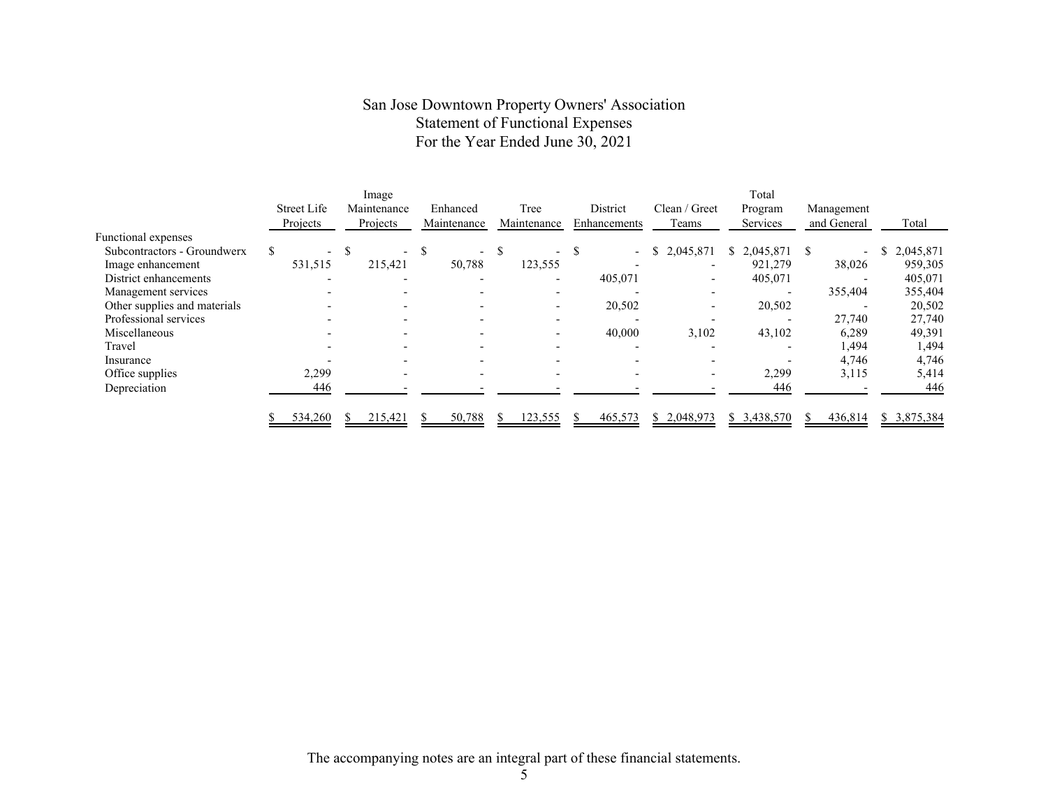# San Jose Downtown Property Owners' Association
## Statement of Functional Expenses
### For the Year Ended June 30, 2021

| | Street Life Projects | Image Maintenance Projects | Enhanced Maintenance | Tree Maintenance | District Enhancements | Clean / Greet Teams | Total Program Services | Management and General | Total |
|---|---|---|---|---|---|---|---|---|---|
| Functional expenses | | | | | | | | | |
| Subcontractors - Groundwerx | $ - | $ - | $ - | $ - | $ - | $ 2,045,871 | $ 2,045,871 | $ - | $ 2,045,871 |
| Image enhancement | 531,515 | 215,421 | 50,788 | 123,555 | - | - | 921,279 | 38,026 | 959,305 |
| District enhancements | - | - | - | - | 405,071 | - | 405,071 | - | 405,071 |
| Management services | - | - | - | - | - | - | - | 355,404 | 355,404 |
| Other supplies and materials | - | - | - | - | 20,502 | - | 20,502 | - | 20,502 |
| Professional services | - | - | - | - | - | - | - | 27,740 | 27,740 |
| Miscellaneous | - | - | - | - | 40,000 | 3,102 | 43,102 | 6,289 | 49,391 |
| Travel | - | - | - | - | - | - | - | 1,494 | 1,494 |
| Insurance | - | - | - | - | - | - | - | 4,746 | 4,746 |
| Office supplies | 2,299 | - | - | - | - | - | 2,299 | 3,115 | 5,414 |
| Depreciation | 446 | - | - | - | - | - | 446 | - | 446 |
| | $ 534,260 | $ 215,421 | $ 50,788 | $ 123,555 | $ 465,573 | $ 2,048,973 | $ 3,438,570 | $ 436,814 | $ 3,875,384 |

The accompanying notes are an integral part of these financial statements.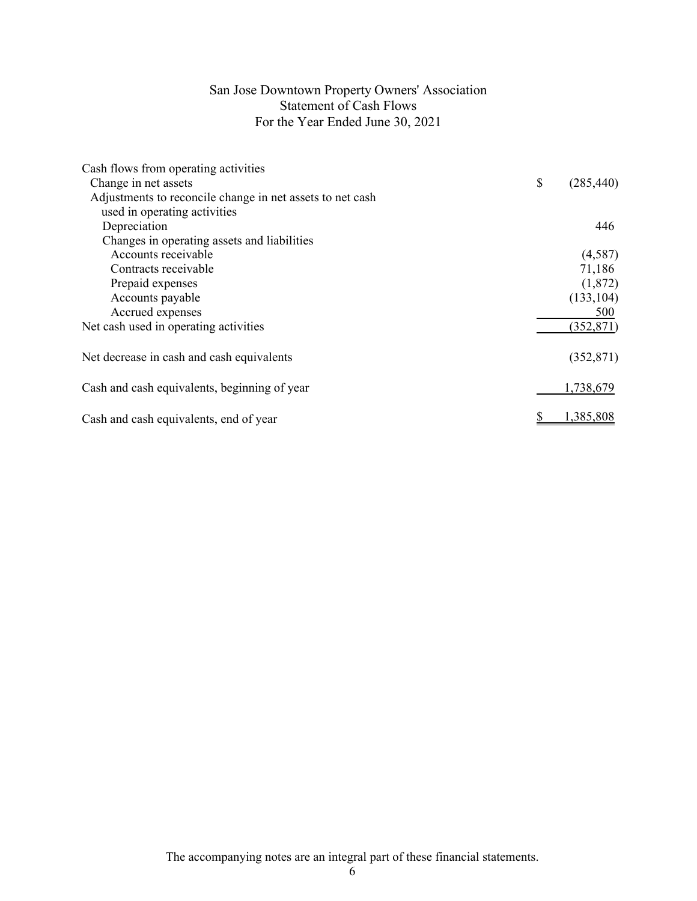# San Jose Downtown Property Owners' Association
## Statement of Cash Flows
### For the Year Ended June 30, 2021

| | |
|---|---|
| Cash flows from operating activities | |
| Change in net assets | $ (285,440) |
| Adjustments to reconcile change in net assets to net cash used in operating activities | |
| Depreciation | 446 |
| Changes in operating assets and liabilities | |
| Accounts receivable | (4,587) |
| Contracts receivable | 71,186 |
| Prepaid expenses | (1,872) |
| Accounts payable | (133,104) |
| Accrued expenses | 500 |
| Net cash used in operating activities | (352,871) |
| Net decrease in cash and cash equivalents | (352,871) |
| Cash and cash equivalents, beginning of year | 1,738,679 |
| Cash and cash equivalents, end of year | $ 1,385,808 |

The accompanying notes are an integral part of these financial statements.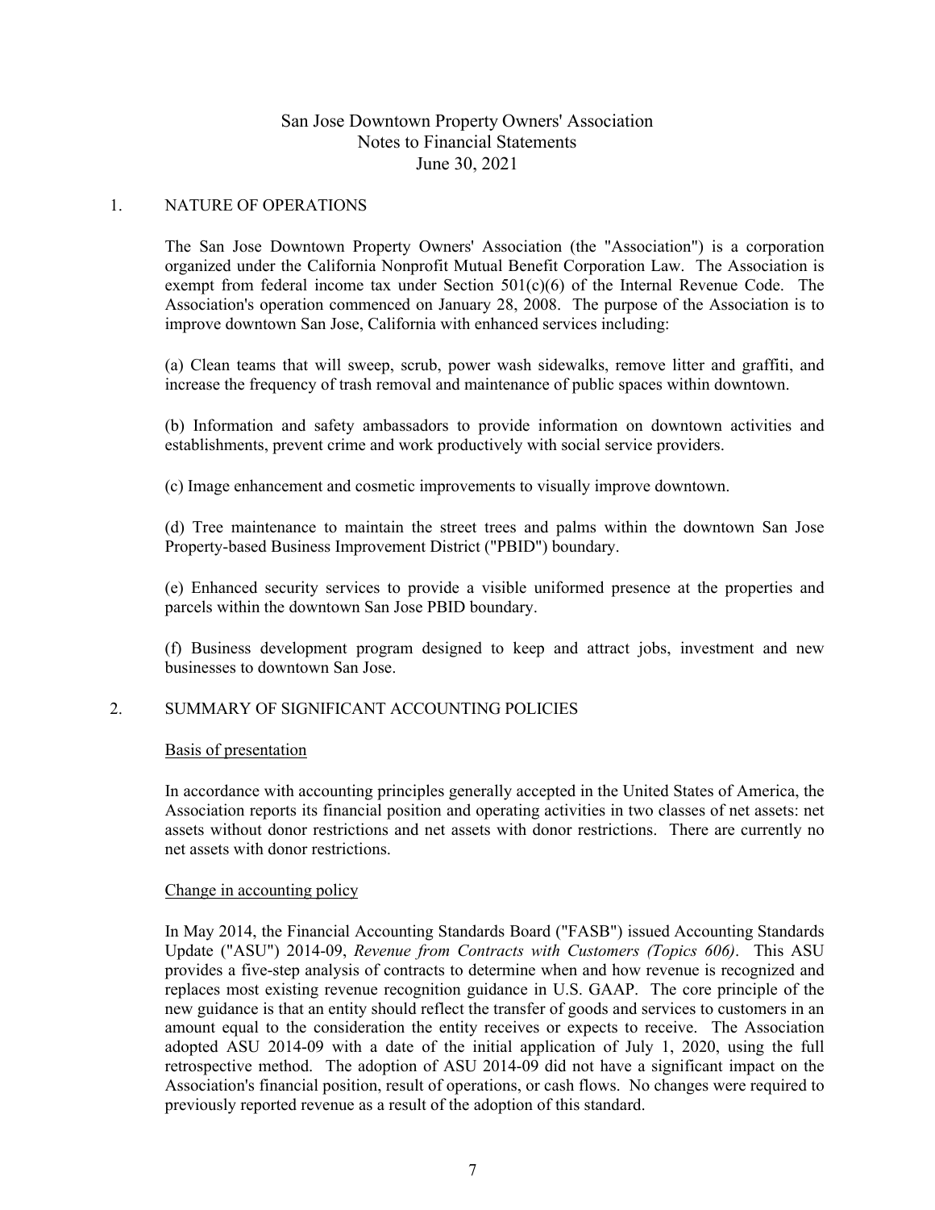# San Jose Downtown Property Owners' Association
## Notes to Financial Statements
## June 30, 2021

## 1. NATURE OF OPERATIONS

The San Jose Downtown Property Owners' Association (the "Association") is a corporation organized under the California Nonprofit Mutual Benefit Corporation Law. The Association is exempt from federal income tax under Section 501(c)(6) of the Internal Revenue Code. The Association's operation commenced on January 28, 2008. The purpose of the Association is to improve downtown San Jose, California with enhanced services including:

(a) Clean teams that will sweep, scrub, power wash sidewalks, remove litter and graffiti, and increase the frequency of trash removal and maintenance of public spaces within downtown.

(b) Information and safety ambassadors to provide information on downtown activities and establishments, prevent crime and work productively with social service providers.

(c) Image enhancement and cosmetic improvements to visually improve downtown.

(d) Tree maintenance to maintain the street trees and palms within the downtown San Jose Property-based Business Improvement District ("PBID") boundary.

(e) Enhanced security services to provide a visible uniformed presence at the properties and parcels within the downtown San Jose PBID boundary.

(f) Business development program designed to keep and attract jobs, investment and new businesses to downtown San Jose.

## 2. SUMMARY OF SIGNIFICANT ACCOUNTING POLICIES

### Basis of presentation

In accordance with accounting principles generally accepted in the United States of America, the Association reports its financial position and operating activities in two classes of net assets: net assets without donor restrictions and net assets with donor restrictions. There are currently no net assets with donor restrictions.

### Change in accounting policy

In May 2014, the Financial Accounting Standards Board ("FASB") issued Accounting Standards Update ("ASU") 2014-09, *Revenue from Contracts with Customers (Topics 606)*. This ASU provides a five-step analysis of contracts to determine when and how revenue is recognized and replaces most existing revenue recognition guidance in U.S. GAAP. The core principle of the new guidance is that an entity should reflect the transfer of goods and services to customers in an amount equal to the consideration the entity receives or expects to receive. The Association adopted ASU 2014-09 with a date of the initial application of July 1, 2020, using the full retrospective method. The adoption of ASU 2014-09 did not have a significant impact on the Association's financial position, result of operations, or cash flows. No changes were required to previously reported revenue as a result of the adoption of this standard.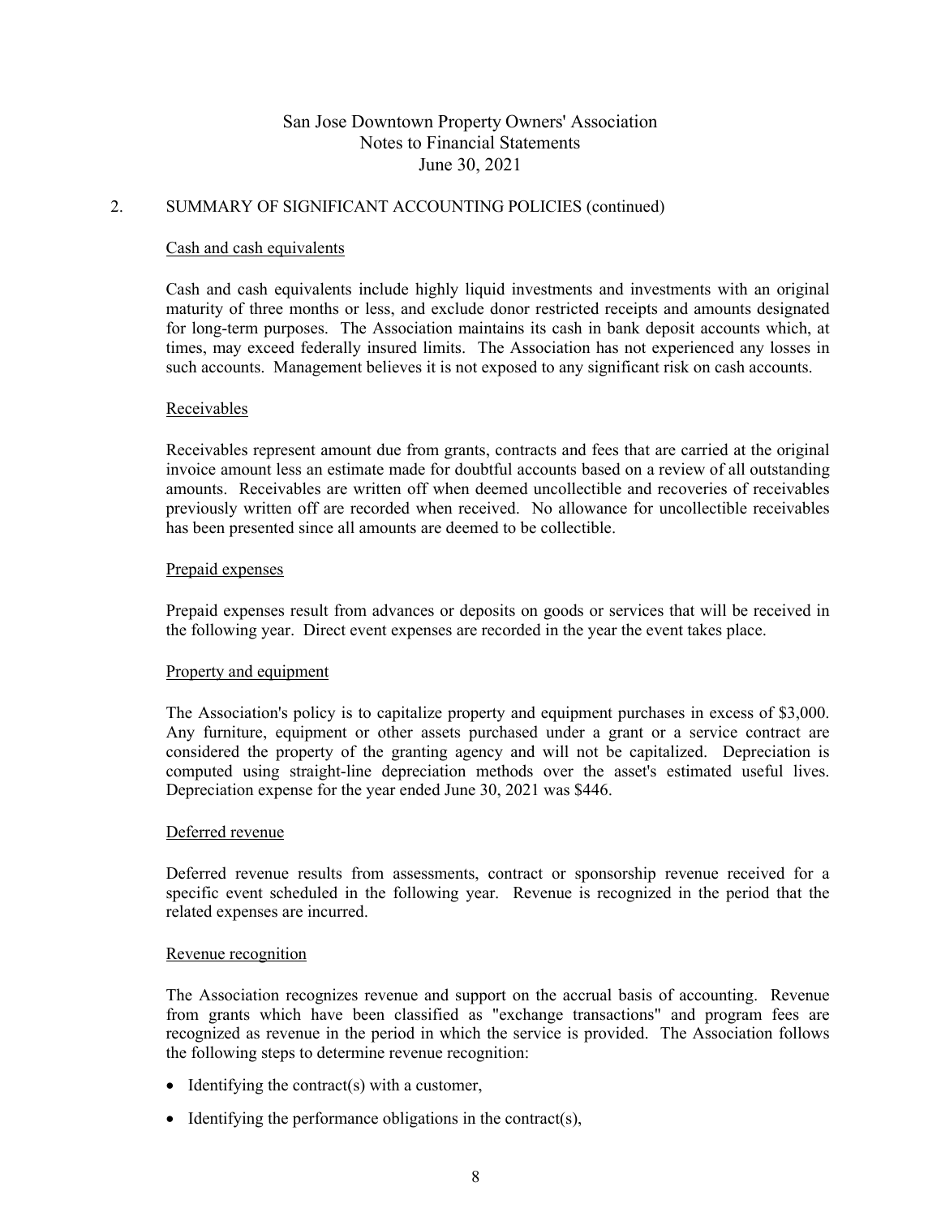## 2. SUMMARY OF SIGNIFICANT ACCOUNTING POLICIES (continued)

### Cash and cash equivalents

Cash and cash equivalents include highly liquid investments and investments with an original maturity of three months or less, and exclude donor restricted receipts and amounts designated for long-term purposes. The Association maintains its cash in bank deposit accounts which, at times, may exceed federally insured limits. The Association has not experienced any losses in such accounts. Management believes it is not exposed to any significant risk on cash accounts.

### Receivables

Receivables represent amount due from grants, contracts and fees that are carried at the original invoice amount less an estimate made for doubtful accounts based on a review of all outstanding amounts. Receivables are written off when deemed uncollectible and recoveries of receivables previously written off are recorded when received. No allowance for uncollectible receivables has been presented since all amounts are deemed to be collectible.

### Prepaid expenses

Prepaid expenses result from advances or deposits on goods or services that will be received in the following year. Direct event expenses are recorded in the year the event takes place.

### Property and equipment

The Association's policy is to capitalize property and equipment purchases in excess of $3,000. Any furniture, equipment or other assets purchased under a grant or a service contract are considered the property of the granting agency and will not be capitalized. Depreciation is computed using straight-line depreciation methods over the asset's estimated useful lives. Depreciation expense for the year ended June 30, 2021 was $446.

### Deferred revenue

Deferred revenue results from assessments, contract or sponsorship revenue received for a specific event scheduled in the following year. Revenue is recognized in the period that the related expenses are incurred.

### Revenue recognition

The Association recognizes revenue and support on the accrual basis of accounting. Revenue from grants which have been classified as "exchange transactions" and program fees are recognized as revenue in the period in which the service is provided. The Association follows the following steps to determine revenue recognition:

- Identifying the contract(s) with a customer,
- Identifying the performance obligations in the contract(s),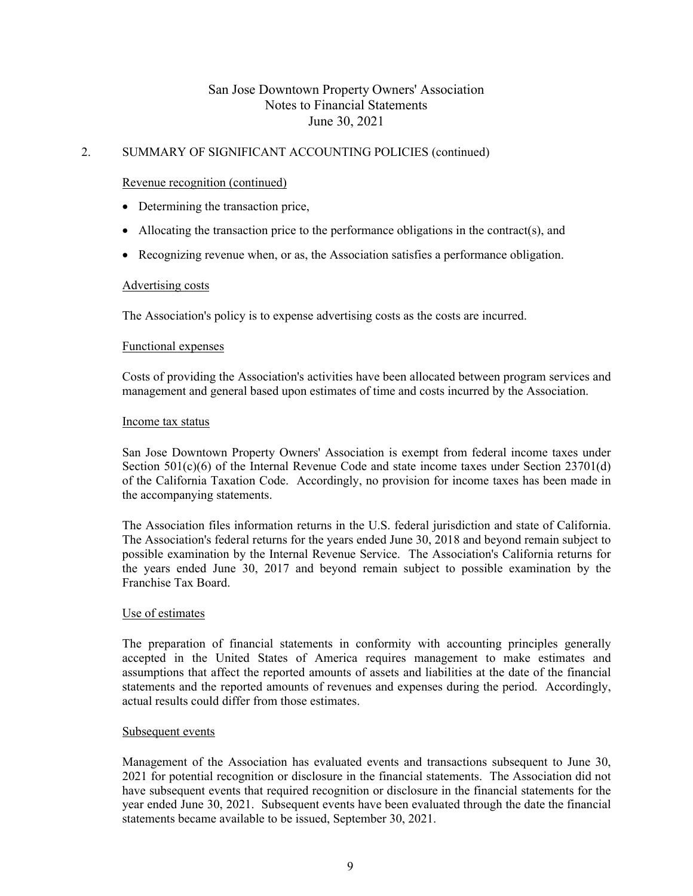San Jose Downtown Property Owners' Association
Notes to Financial Statements
June 30, 2021

## 2. SUMMARY OF SIGNIFICANT ACCOUNTING POLICIES (continued)

### Revenue recognition (continued)

- Determining the transaction price,
- Allocating the transaction price to the performance obligations in the contract(s), and
- Recognizing revenue when, or as, the Association satisfies a performance obligation.

### Advertising costs

The Association's policy is to expense advertising costs as the costs are incurred.

### Functional expenses

Costs of providing the Association's activities have been allocated between program services and management and general based upon estimates of time and costs incurred by the Association.

### Income tax status

San Jose Downtown Property Owners' Association is exempt from federal income taxes under Section 501(c)(6) of the Internal Revenue Code and state income taxes under Section 23701(d) of the California Taxation Code. Accordingly, no provision for income taxes has been made in the accompanying statements.

The Association files information returns in the U.S. federal jurisdiction and state of California. The Association's federal returns for the years ended June 30, 2018 and beyond remain subject to possible examination by the Internal Revenue Service. The Association's California returns for the years ended June 30, 2017 and beyond remain subject to possible examination by the Franchise Tax Board.

### Use of estimates

The preparation of financial statements in conformity with accounting principles generally accepted in the United States of America requires management to make estimates and assumptions that affect the reported amounts of assets and liabilities at the date of the financial statements and the reported amounts of revenues and expenses during the period. Accordingly, actual results could differ from those estimates.

### Subsequent events

Management of the Association has evaluated events and transactions subsequent to June 30, 2021 for potential recognition or disclosure in the financial statements. The Association did not have subsequent events that required recognition or disclosure in the financial statements for the year ended June 30, 2021. Subsequent events have been evaluated through the date the financial statements became available to be issued, September 30, 2021.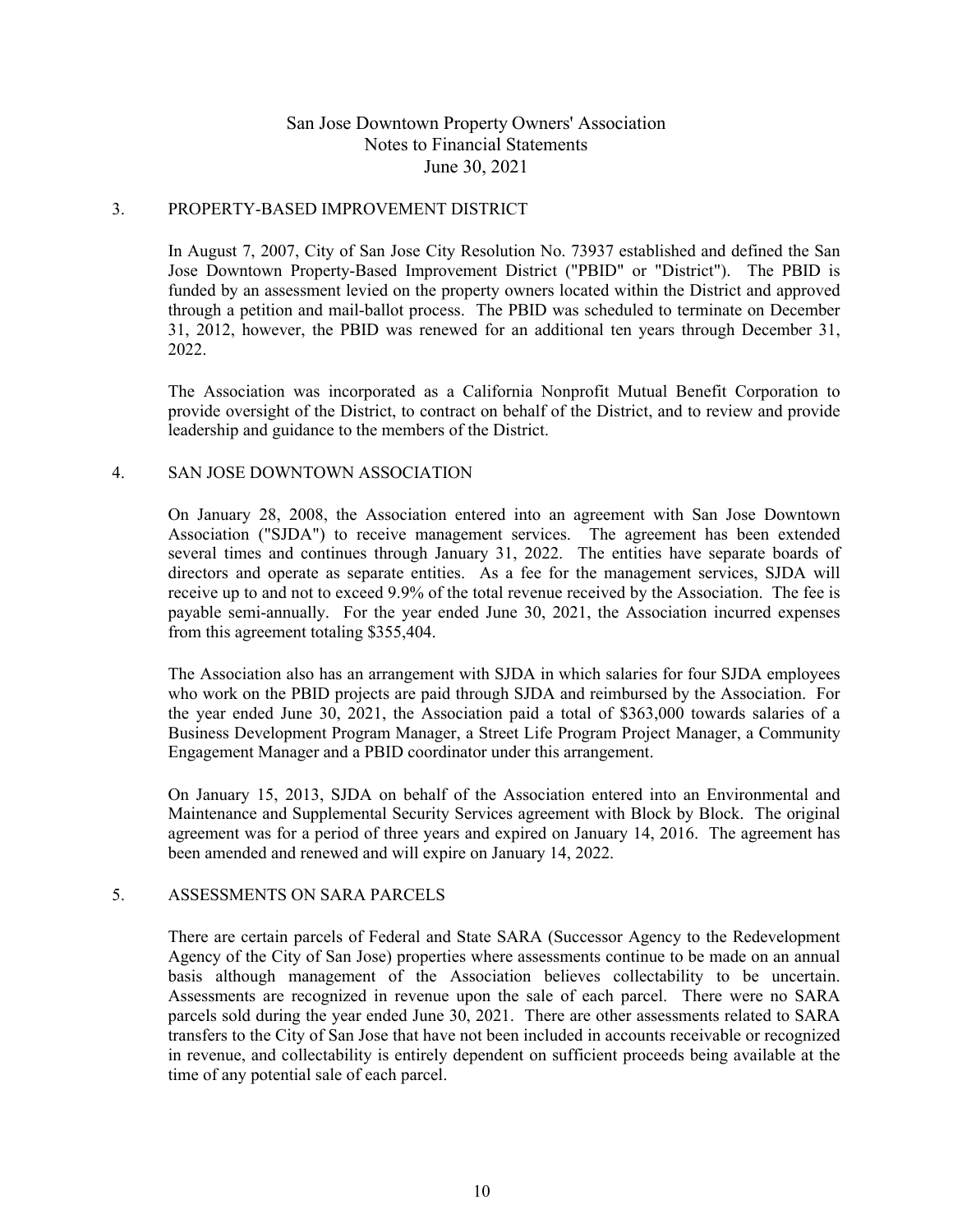San Jose Downtown Property Owners' Association
Notes to Financial Statements
June 30, 2021

## 3. PROPERTY-BASED IMPROVEMENT DISTRICT

In August 7, 2007, City of San Jose City Resolution No. 73937 established and defined the San Jose Downtown Property-Based Improvement District ("PBID" or "District"). The PBID is funded by an assessment levied on the property owners located within the District and approved through a petition and mail-ballot process. The PBID was scheduled to terminate on December 31, 2012, however, the PBID was renewed for an additional ten years through December 31, 2022.

The Association was incorporated as a California Nonprofit Mutual Benefit Corporation to provide oversight of the District, to contract on behalf of the District, and to review and provide leadership and guidance to the members of the District.

## 4. SAN JOSE DOWNTOWN ASSOCIATION

On January 28, 2008, the Association entered into an agreement with San Jose Downtown Association ("SJDA") to receive management services. The agreement has been extended several times and continues through January 31, 2022. The entities have separate boards of directors and operate as separate entities. As a fee for the management services, SJDA will receive up to and not to exceed 9.9% of the total revenue received by the Association. The fee is payable semi-annually. For the year ended June 30, 2021, the Association incurred expenses from this agreement totaling $355,404.

The Association also has an arrangement with SJDA in which salaries for four SJDA employees who work on the PBID projects are paid through SJDA and reimbursed by the Association. For the year ended June 30, 2021, the Association paid a total of $363,000 towards salaries of a Business Development Program Manager, a Street Life Program Project Manager, a Community Engagement Manager and a PBID coordinator under this arrangement.

On January 15, 2013, SJDA on behalf of the Association entered into an Environmental and Maintenance and Supplemental Security Services agreement with Block by Block. The original agreement was for a period of three years and expired on January 14, 2016. The agreement has been amended and renewed and will expire on January 14, 2022.

## 5. ASSESSMENTS ON SARA PARCELS

There are certain parcels of Federal and State SARA (Successor Agency to the Redevelopment Agency of the City of San Jose) properties where assessments continue to be made on an annual basis although management of the Association believes collectability to be uncertain. Assessments are recognized in revenue upon the sale of each parcel. There were no SARA parcels sold during the year ended June 30, 2021. There are other assessments related to SARA transfers to the City of San Jose that have not been included in accounts receivable or recognized in revenue, and collectability is entirely dependent on sufficient proceeds being available at the time of any potential sale of each parcel.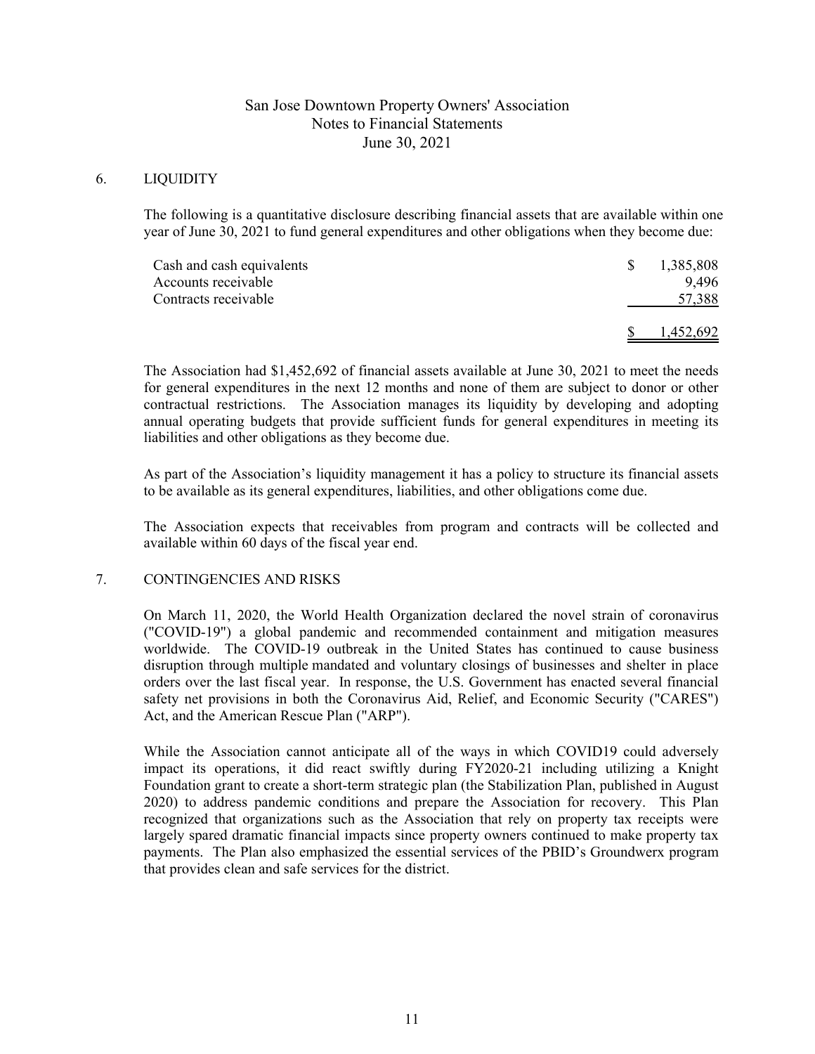San Jose Downtown Property Owners' Association
Notes to Financial Statements
June 30, 2021

## 6. LIQUIDITY

The following is a quantitative disclosure describing financial assets that are available within one year of June 30, 2021 to fund general expenditures and other obligations when they become due:

| | | |
|---|---|---|
| Cash and cash equivalents | $ | 1,385,808 |
| Accounts receivable | | 9,496 |
| Contracts receivable | | 57,388 |
| | $ | 1,452,692 |

The Association had $1,452,692 of financial assets available at June 30, 2021 to meet the needs for general expenditures in the next 12 months and none of them are subject to donor or other contractual restrictions. The Association manages its liquidity by developing and adopting annual operating budgets that provide sufficient funds for general expenditures in meeting its liabilities and other obligations as they become due.

As part of the Association's liquidity management it has a policy to structure its financial assets to be available as its general expenditures, liabilities, and other obligations come due.

The Association expects that receivables from program and contracts will be collected and available within 60 days of the fiscal year end.

## 7. CONTINGENCIES AND RISKS

On March 11, 2020, the World Health Organization declared the novel strain of coronavirus ("COVID-19") a global pandemic and recommended containment and mitigation measures worldwide. The COVID-19 outbreak in the United States has continued to cause business disruption through multiple mandated and voluntary closings of businesses and shelter in place orders over the last fiscal year. In response, the U.S. Government has enacted several financial safety net provisions in both the Coronavirus Aid, Relief, and Economic Security ("CARES") Act, and the American Rescue Plan ("ARP").

While the Association cannot anticipate all of the ways in which COVID19 could adversely impact its operations, it did react swiftly during FY2020-21 including utilizing a Knight Foundation grant to create a short-term strategic plan (the Stabilization Plan, published in August 2020) to address pandemic conditions and prepare the Association for recovery. This Plan recognized that organizations such as the Association that rely on property tax receipts were largely spared dramatic financial impacts since property owners continued to make property tax payments. The Plan also emphasized the essential services of the PBID's Groundwerx program that provides clean and safe services for the district.